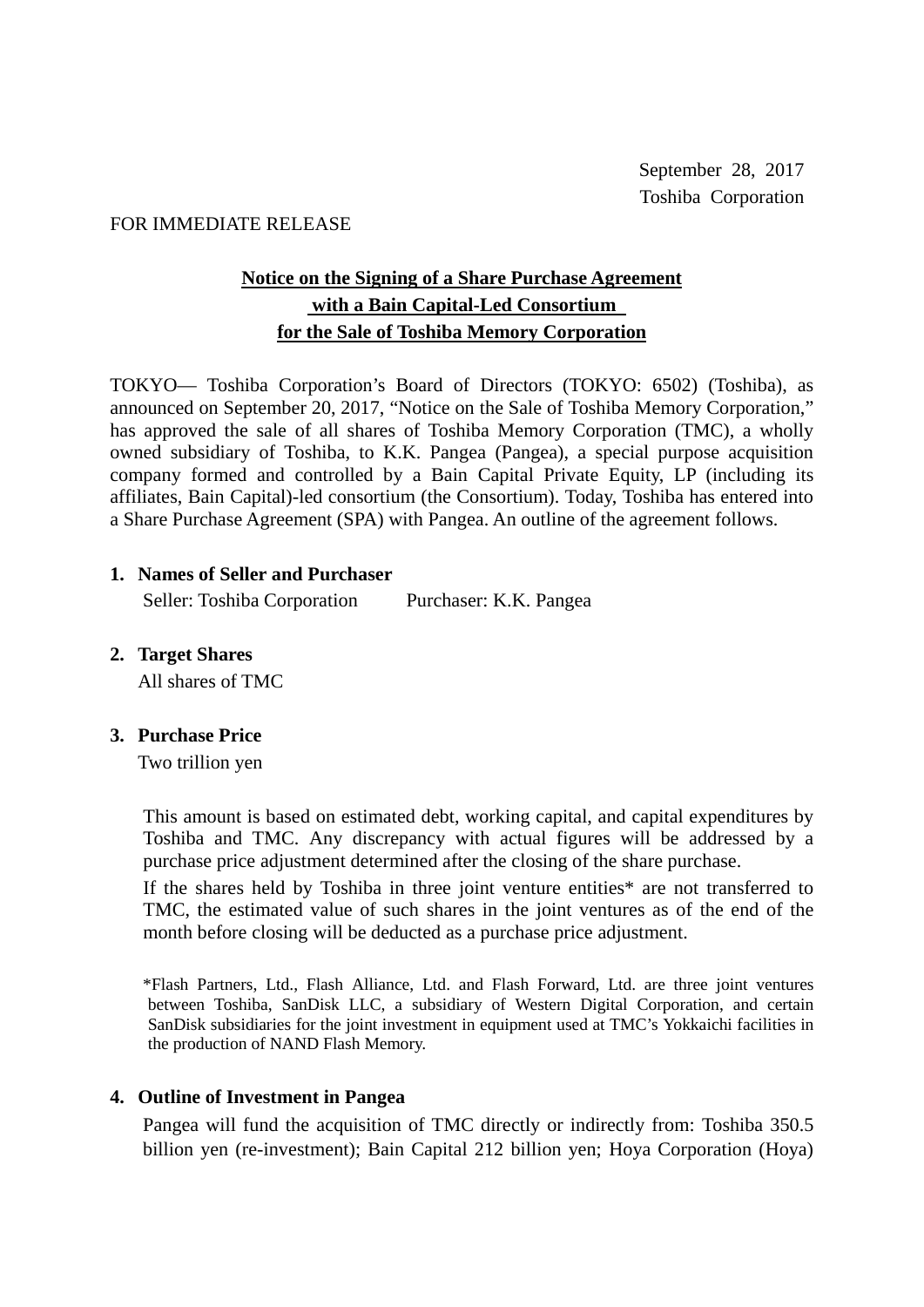September 28, 2017
Toshiba Corporation

FOR IMMEDIATE RELEASE

# Notice on the Signing of a Share Purchase Agreement with a Bain Capital-Led Consortium for the Sale of Toshiba Memory Corporation

TOKYO— Toshiba Corporation's Board of Directors (TOKYO: 6502) (Toshiba), as announced on September 20, 2017, "Notice on the Sale of Toshiba Memory Corporation," has approved the sale of all shares of Toshiba Memory Corporation (TMC), a wholly owned subsidiary of Toshiba, to K.K. Pangea (Pangea), a special purpose acquisition company formed and controlled by a Bain Capital Private Equity, LP (including its affiliates, Bain Capital)-led consortium (the Consortium). Today, Toshiba has entered into a Share Purchase Agreement (SPA) with Pangea. An outline of the agreement follows.

**1. Names of Seller and Purchaser**

Seller: Toshiba Corporation    Purchaser: K.K. Pangea

**2. Target Shares**

All shares of TMC

**3. Purchase Price**

Two trillion yen

This amount is based on estimated debt, working capital, and capital expenditures by Toshiba and TMC. Any discrepancy with actual figures will be addressed by a purchase price adjustment determined after the closing of the share purchase.

If the shares held by Toshiba in three joint venture entities* are not transferred to TMC, the estimated value of such shares in the joint ventures as of the end of the month before closing will be deducted as a purchase price adjustment.

*Flash Partners, Ltd., Flash Alliance, Ltd. and Flash Forward, Ltd. are three joint ventures between Toshiba, SanDisk LLC, a subsidiary of Western Digital Corporation, and certain SanDisk subsidiaries for the joint investment in equipment used at TMC's Yokkaichi facilities in the production of NAND Flash Memory.

**4. Outline of Investment in Pangea**

Pangea will fund the acquisition of TMC directly or indirectly from: Toshiba 350.5 billion yen (re-investment); Bain Capital 212 billion yen; Hoya Corporation (Hoya)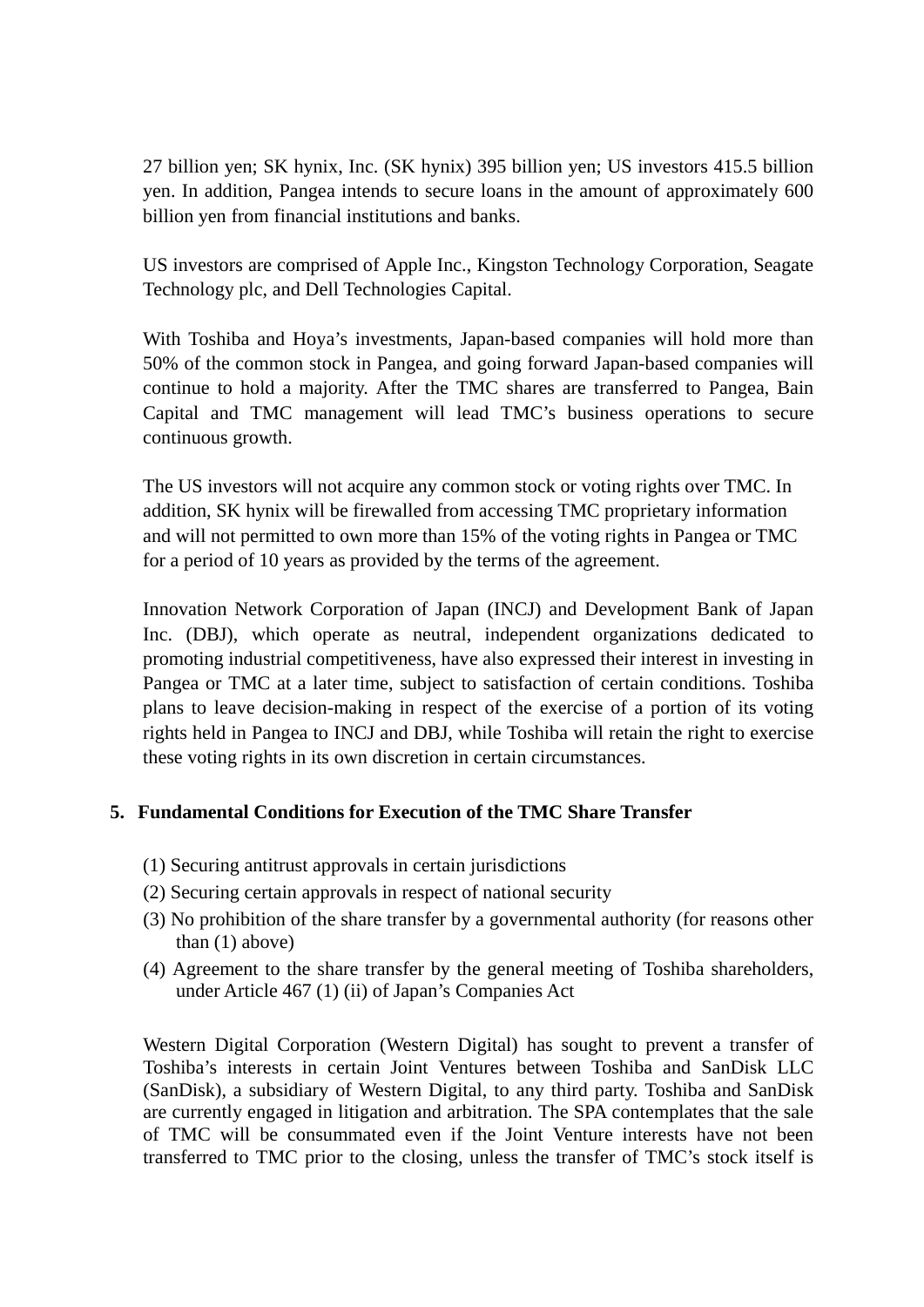27 billion yen; SK hynix, Inc. (SK hynix) 395 billion yen; US investors 415.5 billion yen. In addition, Pangea intends to secure loans in the amount of approximately 600 billion yen from financial institutions and banks.

US investors are comprised of Apple Inc., Kingston Technology Corporation, Seagate Technology plc, and Dell Technologies Capital.

With Toshiba and Hoya's investments, Japan-based companies will hold more than 50% of the common stock in Pangea, and going forward Japan-based companies will continue to hold a majority. After the TMC shares are transferred to Pangea, Bain Capital and TMC management will lead TMC's business operations to secure continuous growth.

The US investors will not acquire any common stock or voting rights over TMC. In addition, SK hynix will be firewalled from accessing TMC proprietary information and will not permitted to own more than 15% of the voting rights in Pangea or TMC for a period of 10 years as provided by the terms of the agreement.

Innovation Network Corporation of Japan (INCJ) and Development Bank of Japan Inc. (DBJ), which operate as neutral, independent organizations dedicated to promoting industrial competitiveness, have also expressed their interest in investing in Pangea or TMC at a later time, subject to satisfaction of certain conditions. Toshiba plans to leave decision-making in respect of the exercise of a portion of its voting rights held in Pangea to INCJ and DBJ, while Toshiba will retain the right to exercise these voting rights in its own discretion in certain circumstances.

## 5. Fundamental Conditions for Execution of the TMC Share Transfer

(1) Securing antitrust approvals in certain jurisdictions
(2) Securing certain approvals in respect of national security
(3) No prohibition of the share transfer by a governmental authority (for reasons other than (1) above)
(4) Agreement to the share transfer by the general meeting of Toshiba shareholders, under Article 467 (1) (ii) of Japan's Companies Act

Western Digital Corporation (Western Digital) has sought to prevent a transfer of Toshiba's interests in certain Joint Ventures between Toshiba and SanDisk LLC (SanDisk), a subsidiary of Western Digital, to any third party. Toshiba and SanDisk are currently engaged in litigation and arbitration. The SPA contemplates that the sale of TMC will be consummated even if the Joint Venture interests have not been transferred to TMC prior to the closing, unless the transfer of TMC's stock itself is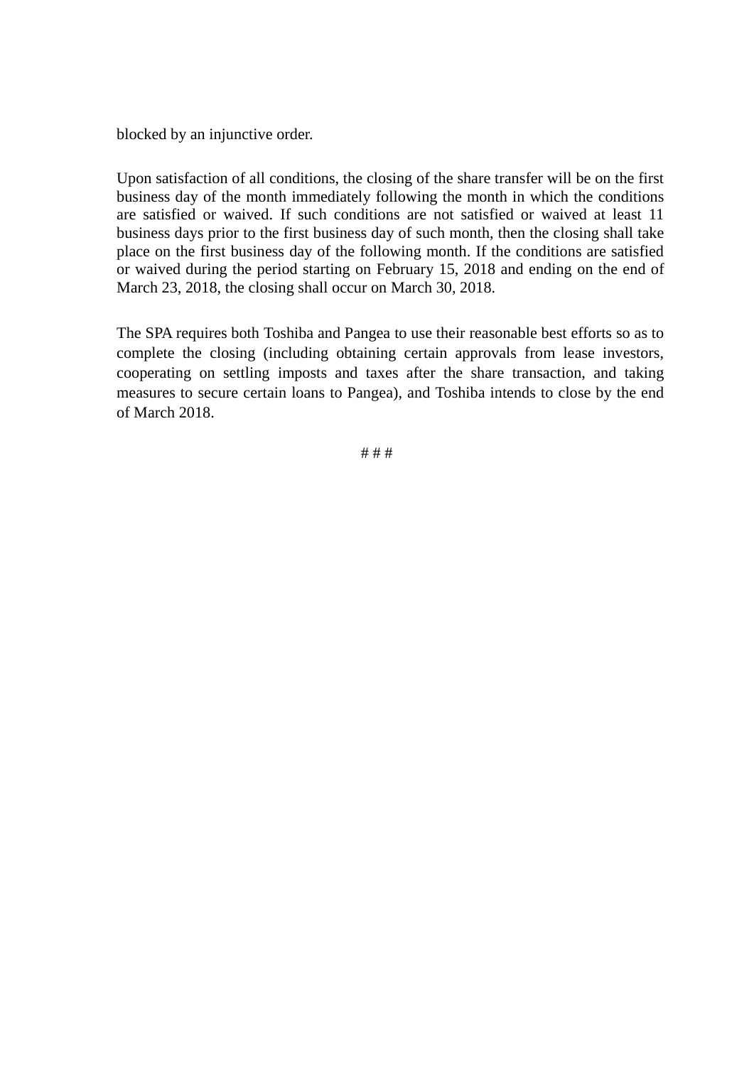blocked by an injunctive order.

Upon satisfaction of all conditions, the closing of the share transfer will be on the first business day of the month immediately following the month in which the conditions are satisfied or waived. If such conditions are not satisfied or waived at least 11 business days prior to the first business day of such month, then the closing shall take place on the first business day of the following month. If the conditions are satisfied or waived during the period starting on February 15, 2018 and ending on the end of March 23, 2018, the closing shall occur on March 30, 2018.

The SPA requires both Toshiba and Pangea to use their reasonable best efforts so as to complete the closing (including obtaining certain approvals from lease investors, cooperating on settling imposts and taxes after the share transaction, and taking measures to secure certain loans to Pangea), and Toshiba intends to close by the end of March 2018.

# # #